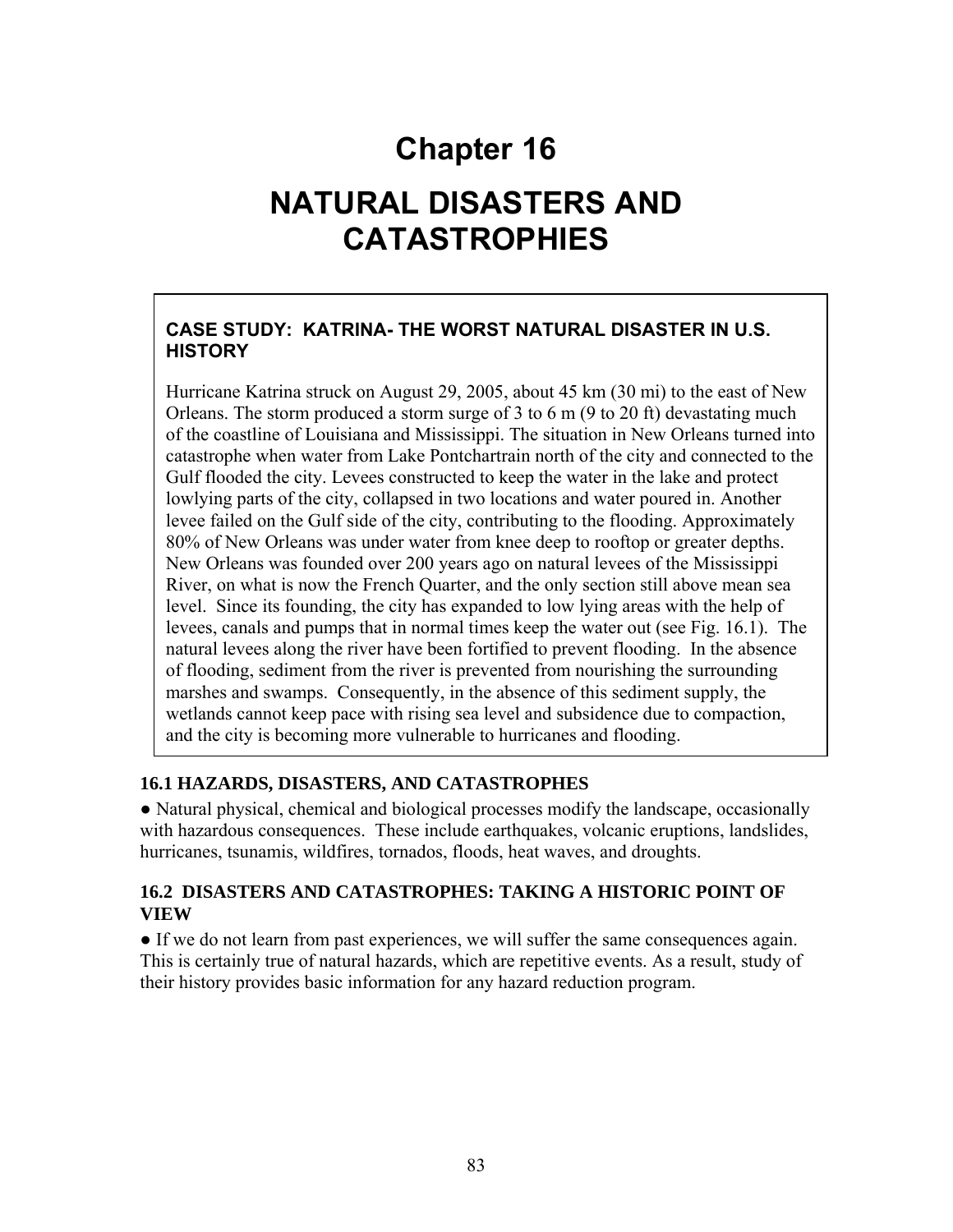# Chapter 16

# NATURAL DISASTERS AND CATASTROPHIES

### CASE STUDY: KATRINA- THE WORST NATURAL DISASTER IN U.S. HISTORY

Hurricane Katrina struck on August 29, 2005, about 45 km (30 mi) to the east of New Orleans. The storm produced a storm surge of 3 to 6 m (9 to 20 ft) devastating much of the coastline of Louisiana and Mississippi. The situation in New Orleans turned into catastrophe when water from Lake Pontchartrain north of the city and connected to the Gulf flooded the city. Levees constructed to keep the water in the lake and protect lowlying parts of the city, collapsed in two locations and water poured in. Another levee failed on the Gulf side of the city, contributing to the flooding. Approximately 80% of New Orleans was under water from knee deep to rooftop or greater depths. New Orleans was founded over 200 years ago on natural levees of the Mississippi River, on what is now the French Quarter, and the only section still above mean sea level. Since its founding, the city has expanded to low lying areas with the help of levees, canals and pumps that in normal times keep the water out (see Fig. 16.1). The natural levees along the river have been fortified to prevent flooding. In the absence of flooding, sediment from the river is prevented from nourishing the surrounding marshes and swamps. Consequently, in the absence of this sediment supply, the wetlands cannot keep pace with rising sea level and subsidence due to compaction, and the city is becoming more vulnerable to hurricanes and flooding.

### 16.1 HAZARDS, DISASTERS, AND CATASTROPHES

● Natural physical, chemical and biological processes modify the landscape, occasionally with hazardous consequences. These include earthquakes, volcanic eruptions, landslides, hurricanes, tsunamis, wildfires, tornados, floods, heat waves, and droughts.

### 16.2 DISASTERS AND CATASTROPHES: TAKING A HISTORIC POINT OF VIEW

● If we do not learn from past experiences, we will suffer the same consequences again. This is certainly true of natural hazards, which are repetitive events. As a result, study of their history provides basic information for any hazard reduction program.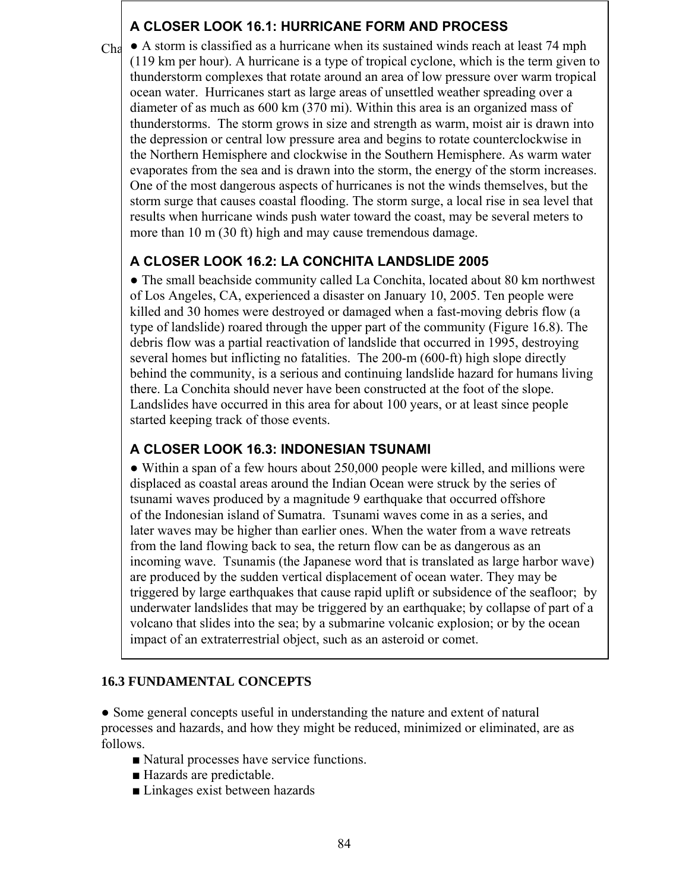### A CLOSER LOOK 16.1: HURRICANE FORM AND PROCESS

● A storm is classified as a hurricane when its sustained winds reach at least 74 mph (119 km per hour). A hurricane is a type of tropical cyclone, which is the term given to thunderstorm complexes that rotate around an area of low pressure over warm tropical ocean water. Hurricanes start as large areas of unsettled weather spreading over a diameter of as much as 600 km (370 mi). Within this area is an organized mass of thunderstorms. The storm grows in size and strength as warm, moist air is drawn into the depression or central low pressure area and begins to rotate counterclockwise in the Northern Hemisphere and clockwise in the Southern Hemisphere. As warm water evaporates from the sea and is drawn into the storm, the energy of the storm increases. One of the most dangerous aspects of hurricanes is not the winds themselves, but the storm surge that causes coastal flooding. The storm surge, a local rise in sea level that results when hurricane winds push water toward the coast, may be several meters to more than 10 m (30 ft) high and may cause tremendous damage.

### A CLOSER LOOK 16.2: LA CONCHITA LANDSLIDE 2005

● The small beachside community called La Conchita, located about 80 km northwest of Los Angeles, CA, experienced a disaster on January 10, 2005. Ten people were killed and 30 homes were destroyed or damaged when a fast-moving debris flow (a type of landslide) roared through the upper part of the community (Figure 16.8). The debris flow was a partial reactivation of landslide that occurred in 1995, destroying several homes but inflicting no fatalities. The 200-m (600-ft) high slope directly behind the community, is a serious and continuing landslide hazard for humans living there. La Conchita should never have been constructed at the foot of the slope. Landslides have occurred in this area for about 100 years, or at least since people started keeping track of those events.

### A CLOSER LOOK 16.3: INDONESIAN TSUNAMI

● Within a span of a few hours about 250,000 people were killed, and millions were displaced as coastal areas around the Indian Ocean were struck by the series of tsunami waves produced by a magnitude 9 earthquake that occurred offshore of the Indonesian island of Sumatra. Tsunami waves come in as a series, and later waves may be higher than earlier ones. When the water from a wave retreats from the land flowing back to sea, the return flow can be as dangerous as an incoming wave. Tsunamis (the Japanese word that is translated as large harbor wave) are produced by the sudden vertical displacement of ocean water. They may be triggered by large earthquakes that cause rapid uplift or subsidence of the seafloor; by underwater landslides that may be triggered by an earthquake; by collapse of part of a volcano that slides into the sea; by a submarine volcanic explosion; or by the ocean impact of an extraterrestrial object, such as an asteroid or comet.

## 16.3 FUNDAMENTAL CONCEPTS

● Some general concepts useful in understanding the nature and extent of natural processes and hazards, and how they might be reduced, minimized or eliminated, are as follows.

- ■ Natural processes have service functions.
- ■ Hazards are predictable.
- ■ Linkages exist between hazards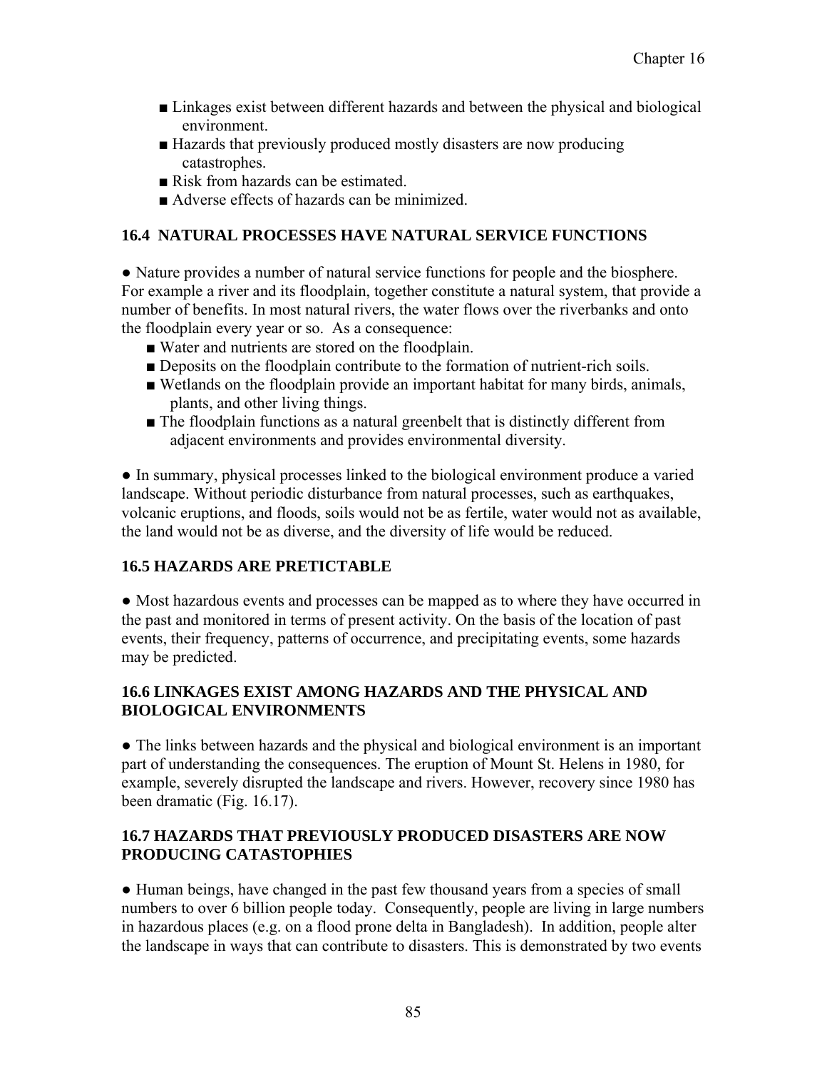- ■ Linkages exist between different hazards and between the physical and biological environment.
- ■ Hazards that previously produced mostly disasters are now producing catastrophes.
- ■ Risk from hazards can be estimated.
- ■ Adverse effects of hazards can be minimized.

### 16.4 NATURAL PROCESSES HAVE NATURAL SERVICE FUNCTIONS

● Nature provides a number of natural service functions for people and the biosphere. For example a river and its floodplain, together constitute a natural system, that provide a number of benefits. In most natural rivers, the water flows over the riverbanks and onto the floodplain every year or so. As a consequence:

- ■ Water and nutrients are stored on the floodplain.
- ■ Deposits on the floodplain contribute to the formation of nutrient-rich soils.
- ■ Wetlands on the floodplain provide an important habitat for many birds, animals, plants, and other living things.
- ■ The floodplain functions as a natural greenbelt that is distinctly different from adjacent environments and provides environmental diversity.

● In summary, physical processes linked to the biological environment produce a varied landscape. Without periodic disturbance from natural processes, such as earthquakes, volcanic eruptions, and floods, soils would not be as fertile, water would not as available, the land would not be as diverse, and the diversity of life would be reduced.

### 16.5 HAZARDS ARE PRETICTABLE

● Most hazardous events and processes can be mapped as to where they have occurred in the past and monitored in terms of present activity. On the basis of the location of past events, their frequency, patterns of occurrence, and precipitating events, some hazards may be predicted.

### 16.6 LINKAGES EXIST AMONG HAZARDS AND THE PHYSICAL AND BIOLOGICAL ENVIRONMENTS

● The links between hazards and the physical and biological environment is an important part of understanding the consequences. The eruption of Mount St. Helens in 1980, for example, severely disrupted the landscape and rivers. However, recovery since 1980 has been dramatic (Fig. 16.17).

### 16.7 HAZARDS THAT PREVIOUSLY PRODUCED DISASTERS ARE NOW PRODUCING CATASTOPHIES

● Human beings, have changed in the past few thousand years from a species of small numbers to over 6 billion people today. Consequently, people are living in large numbers in hazardous places (e.g. on a flood prone delta in Bangladesh). In addition, people alter the landscape in ways that can contribute to disasters. This is demonstrated by two events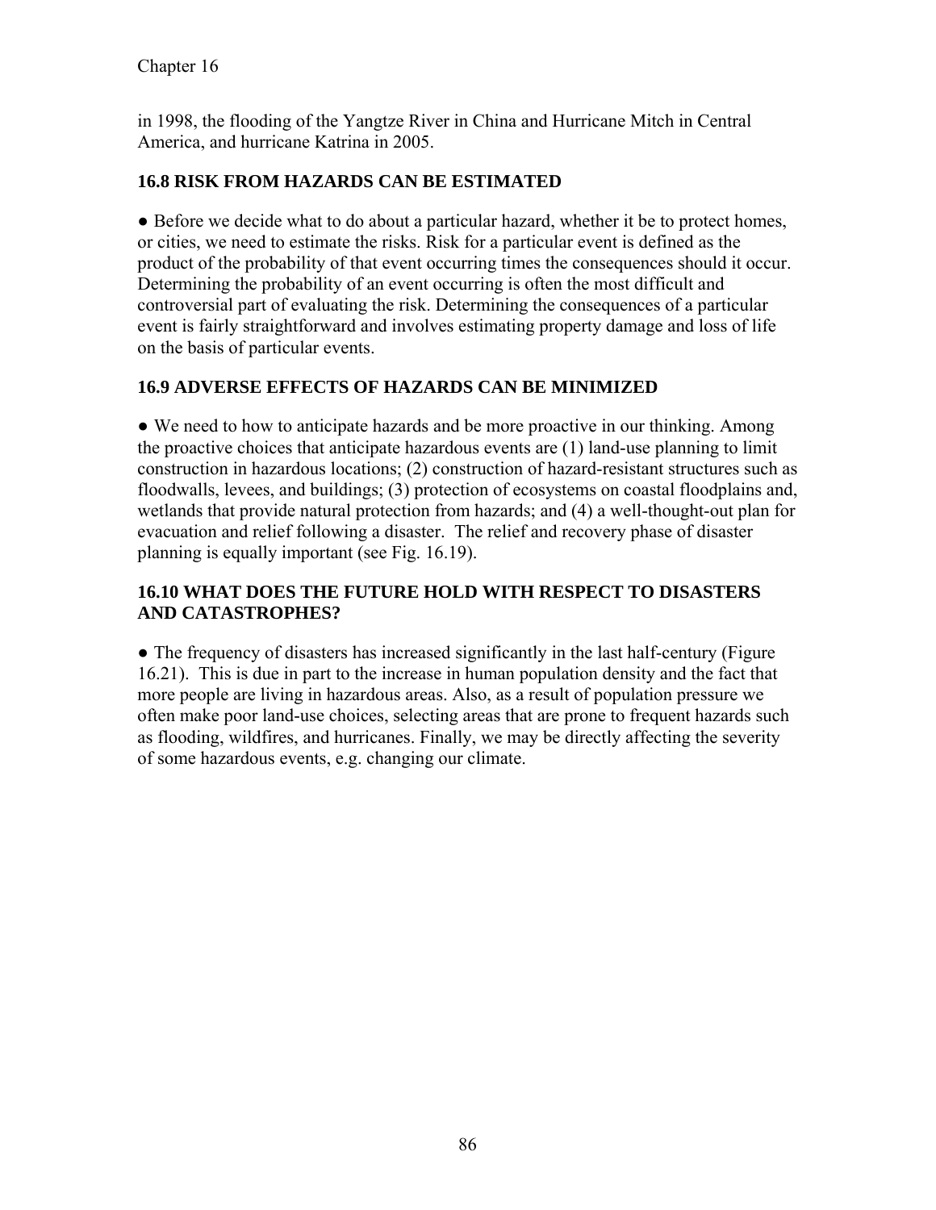in 1998, the flooding of the Yangtze River in China and Hurricane Mitch in Central America, and hurricane Katrina in 2005.

## 16.8 RISK FROM HAZARDS CAN BE ESTIMATED

● Before we decide what to do about a particular hazard, whether it be to protect homes, or cities, we need to estimate the risks. Risk for a particular event is defined as the product of the probability of that event occurring times the consequences should it occur. Determining the probability of an event occurring is often the most difficult and controversial part of evaluating the risk. Determining the consequences of a particular event is fairly straightforward and involves estimating property damage and loss of life on the basis of particular events.

## 16.9 ADVERSE EFFECTS OF HAZARDS CAN BE MINIMIZED

● We need to how to anticipate hazards and be more proactive in our thinking. Among the proactive choices that anticipate hazardous events are (1) land-use planning to limit construction in hazardous locations; (2) construction of hazard-resistant structures such as floodwalls, levees, and buildings; (3) protection of ecosystems on coastal floodplains and, wetlands that provide natural protection from hazards; and (4) a well-thought-out plan for evacuation and relief following a disaster. The relief and recovery phase of disaster planning is equally important (see Fig. 16.19).

## 16.10 WHAT DOES THE FUTURE HOLD WITH RESPECT TO DISASTERS AND CATASTROPHES?

● The frequency of disasters has increased significantly in the last half-century (Figure 16.21). This is due in part to the increase in human population density and the fact that more people are living in hazardous areas. Also, as a result of population pressure we often make poor land-use choices, selecting areas that are prone to frequent hazards such as flooding, wildfires, and hurricanes. Finally, we may be directly affecting the severity of some hazardous events, e.g. changing our climate.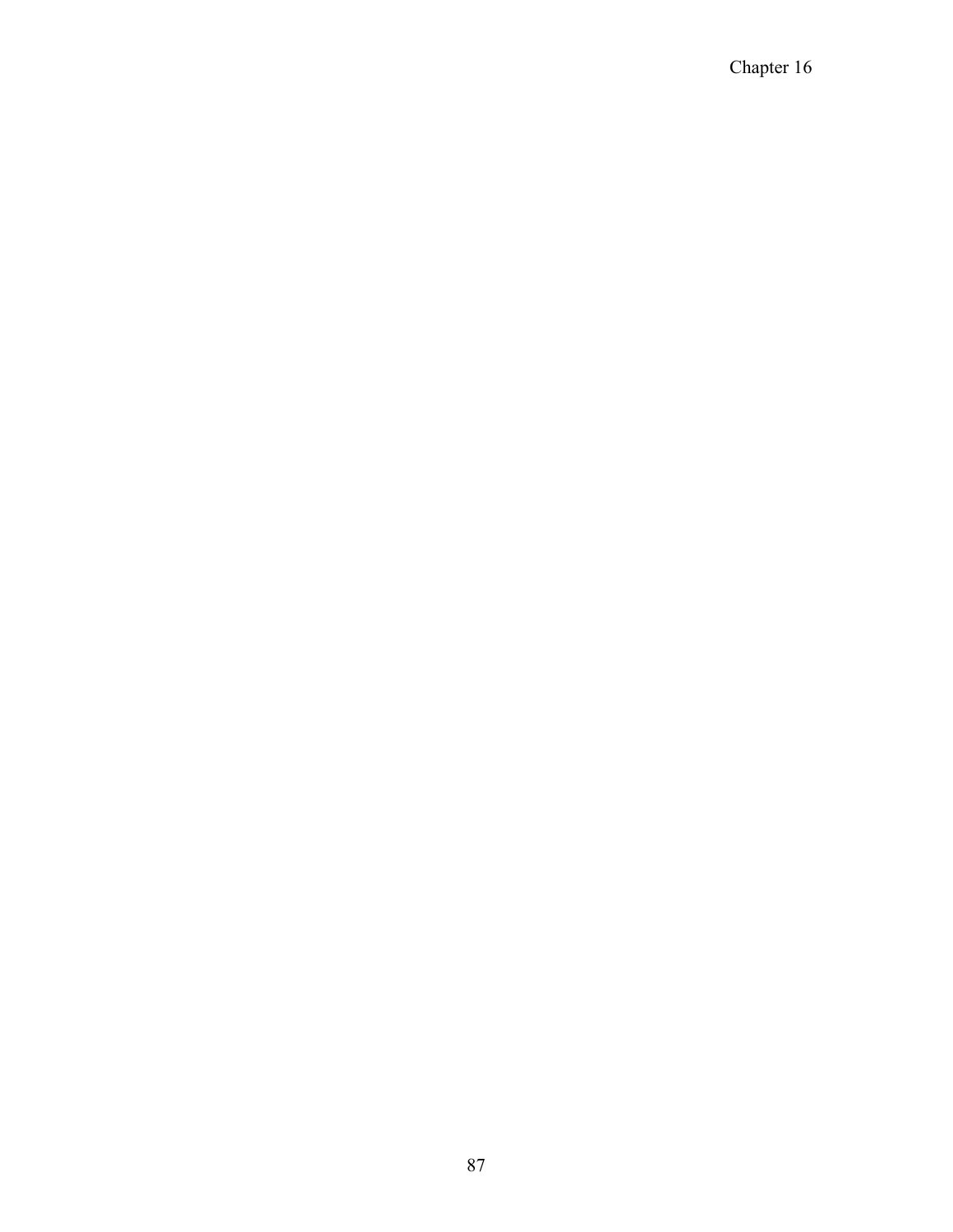Chapter 16